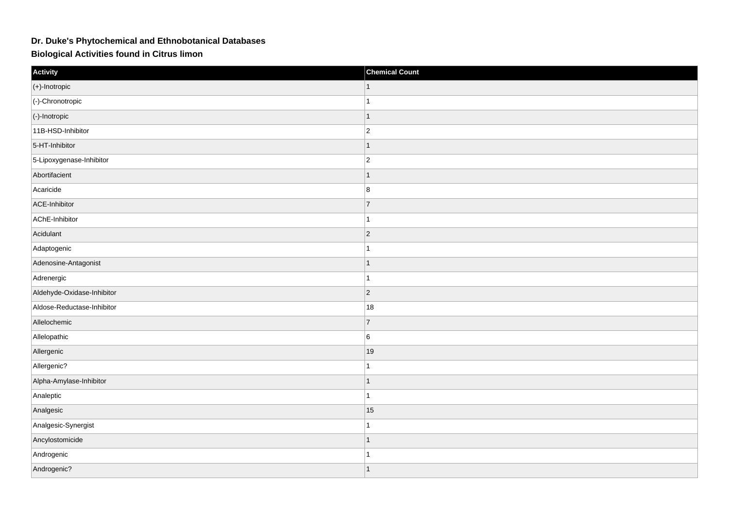# Dr. Duke's Phytochemical and Ethnobotanical Databases

## Biological Activities found in Citrus limon

| Activity | Chemical Count |
|---|---|
| (+)-Inotropic | 1 |
| (-)-Chronotropic | 1 |
| (-)-Inotropic | 1 |
| 11B-HSD-Inhibitor | 2 |
| 5-HT-Inhibitor | 1 |
| 5-Lipoxygenase-Inhibitor | 2 |
| Abortifacient | 1 |
| Acaricide | 8 |
| ACE-Inhibitor | 7 |
| AChE-Inhibitor | 1 |
| Acidulant | 2 |
| Adaptogenic | 1 |
| Adenosine-Antagonist | 1 |
| Adrenergic | 1 |
| Aldehyde-Oxidase-Inhibitor | 2 |
| Aldose-Reductase-Inhibitor | 18 |
| Allelochemic | 7 |
| Allelopathic | 6 |
| Allergenic | 19 |
| Allergenic? | 1 |
| Alpha-Amylase-Inhibitor | 1 |
| Analeptic | 1 |
| Analgesic | 15 |
| Analgesic-Synergist | 1 |
| Ancylostomicide | 1 |
| Androgenic | 1 |
| Androgenic? | 1 |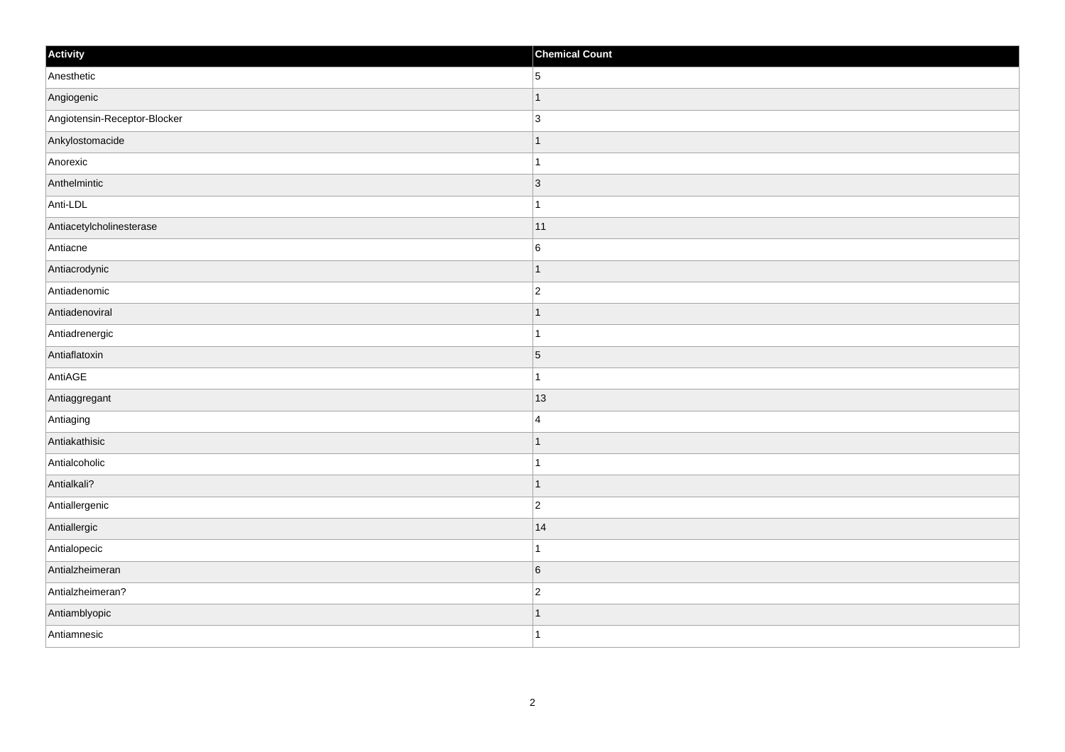| Activity | Chemical Count |
| --- | --- |
| Anesthetic | 5 |
| Angiogenic | 1 |
| Angiotensin-Receptor-Blocker | 3 |
| Ankylostomacide | 1 |
| Anorexic | 1 |
| Anthelmintic | 3 |
| Anti-LDL | 1 |
| Antiacetylcholinesterase | 11 |
| Antiacne | 6 |
| Antiacrodynic | 1 |
| Antiadenomic | 2 |
| Antiadenoviral | 1 |
| Antiadrenergic | 1 |
| Antiaflatoxin | 5 |
| AntiAGE | 1 |
| Antiaggregant | 13 |
| Antiaging | 4 |
| Antiakathisic | 1 |
| Antialcoholic | 1 |
| Antialkali? | 1 |
| Antiallergenic | 2 |
| Antiallergic | 14 |
| Antialopecic | 1 |
| Antialzheimeran | 6 |
| Antialzheimeran? | 2 |
| Antiamblyopic | 1 |
| Antiamnesic | 1 |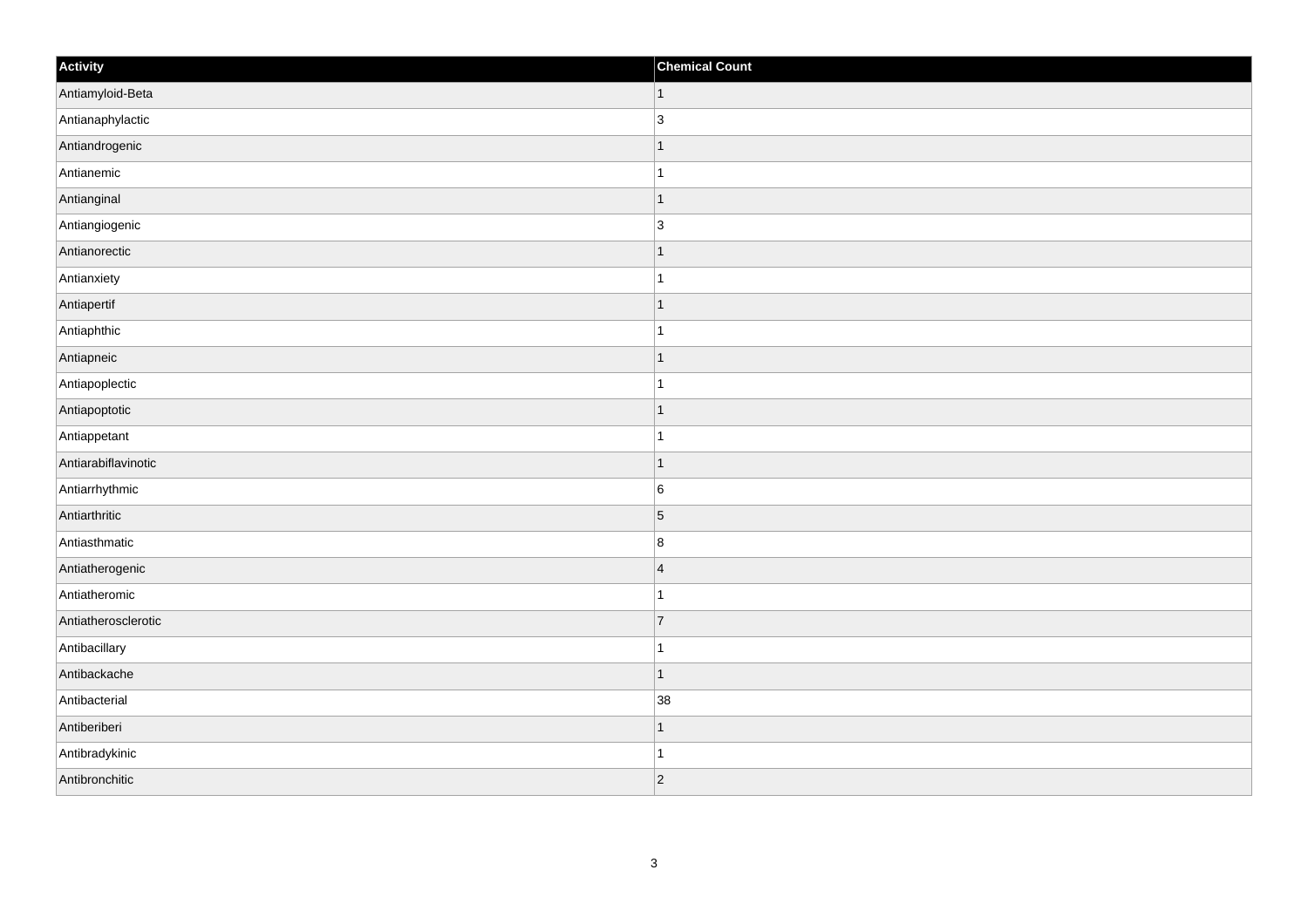| Activity | Chemical Count |
| --- | --- |
| Antiamyloid-Beta | 1 |
| Antianaphylactic | 3 |
| Antiandrogenic | 1 |
| Antianemic | 1 |
| Antianginal | 1 |
| Antiangiogenic | 3 |
| Antianorectic | 1 |
| Antianxiety | 1 |
| Antiapertif | 1 |
| Antiaphthic | 1 |
| Antiapneic | 1 |
| Antiapoplectic | 1 |
| Antiapoptotic | 1 |
| Antiappetant | 1 |
| Antiarabiflavinotic | 1 |
| Antiarrhythmic | 6 |
| Antiarthritic | 5 |
| Antiasthmatic | 8 |
| Antiatherogenic | 4 |
| Antiatheromic | 1 |
| Antiatherosclerotic | 7 |
| Antibacillary | 1 |
| Antibackache | 1 |
| Antibacterial | 38 |
| Antiberiberi | 1 |
| Antibradykinic | 1 |
| Antibronchitic | 2 |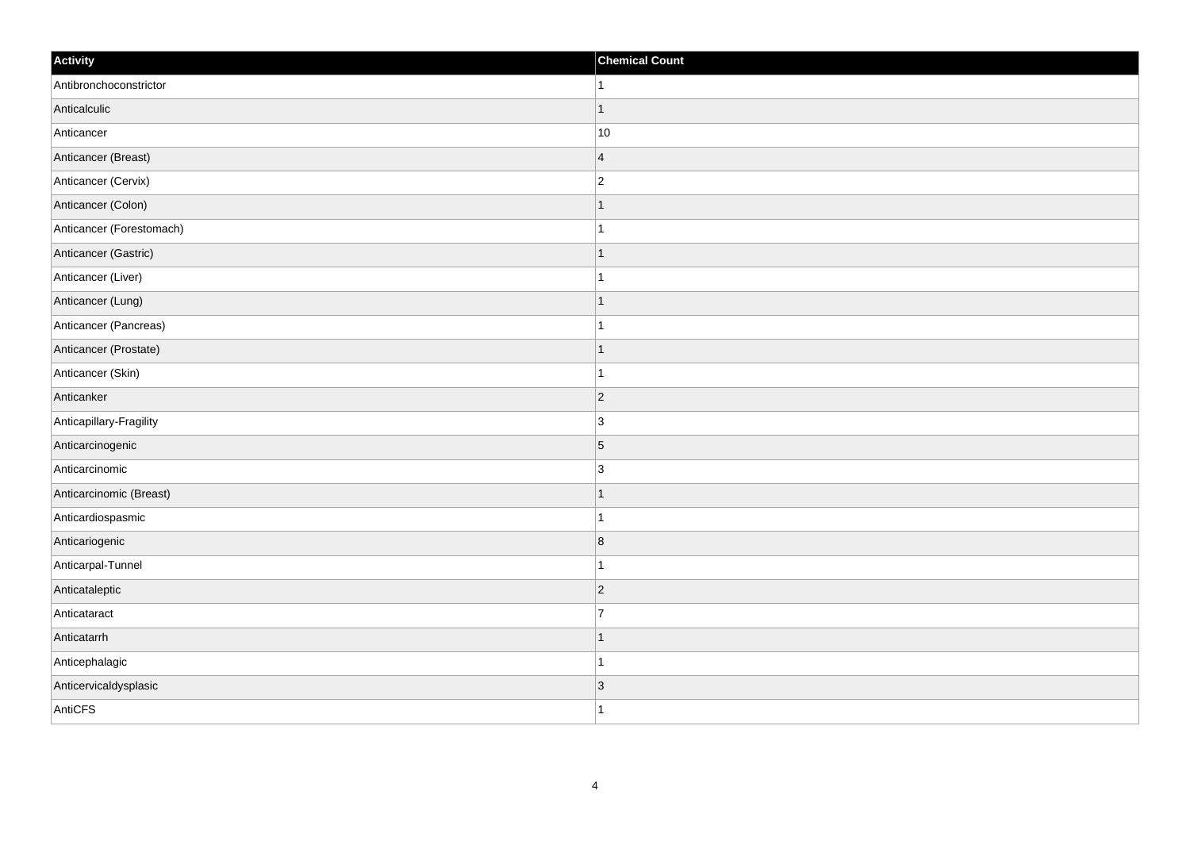| Activity | Chemical Count |
| --- | --- |
| Antibronchoconstrictor | 1 |
| Anticalculic | 1 |
| Anticancer | 10 |
| Anticancer (Breast) | 4 |
| Anticancer (Cervix) | 2 |
| Anticancer (Colon) | 1 |
| Anticancer (Forestomach) | 1 |
| Anticancer (Gastric) | 1 |
| Anticancer (Liver) | 1 |
| Anticancer (Lung) | 1 |
| Anticancer (Pancreas) | 1 |
| Anticancer (Prostate) | 1 |
| Anticancer (Skin) | 1 |
| Anticanker | 2 |
| Anticapillary-Fragility | 3 |
| Anticarcinogenic | 5 |
| Anticarcinomic | 3 |
| Anticarcinomic (Breast) | 1 |
| Anticardiospasmic | 1 |
| Anticariogenic | 8 |
| Anticarpal-Tunnel | 1 |
| Anticataleptic | 2 |
| Anticataract | 7 |
| Anticatarrh | 1 |
| Anticephalagic | 1 |
| Anticervicaldysplasic | 3 |
| AntiCFS | 1 |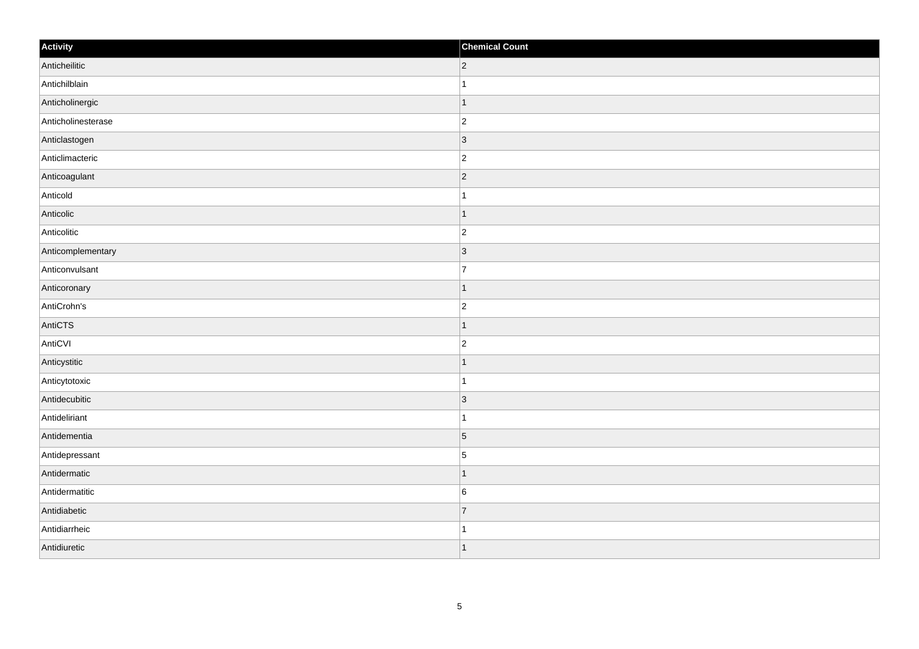| Activity | Chemical Count |
| --- | --- |
| Anticheilitic | 2 |
| Antichilblain | 1 |
| Anticholinergic | 1 |
| Anticholinesterase | 2 |
| Anticlastogen | 3 |
| Anticlimacteric | 2 |
| Anticoagulant | 2 |
| Anticold | 1 |
| Anticolic | 1 |
| Anticolitic | 2 |
| Anticomplementary | 3 |
| Anticonvulsant | 7 |
| Anticoronary | 1 |
| AntiCrohn's | 2 |
| AntiCTS | 1 |
| AntiCVI | 2 |
| Anticystitic | 1 |
| Anticytotoxic | 1 |
| Antidecubitic | 3 |
| Antideliriant | 1 |
| Antidementia | 5 |
| Antidepressant | 5 |
| Antidermatic | 1 |
| Antidermatitic | 6 |
| Antidiabetic | 7 |
| Antidiarrheic | 1 |
| Antidiuretic | 1 |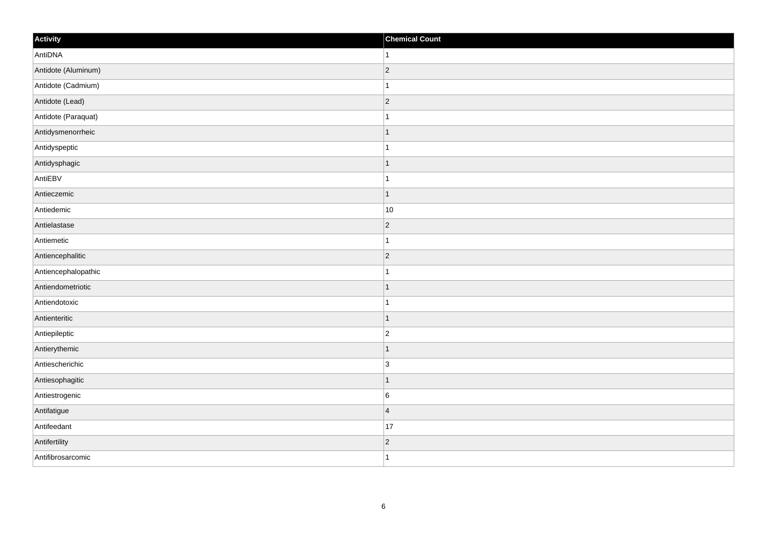| Activity | Chemical Count |
| --- | --- |
| AntiDNA | 1 |
| Antidote (Aluminum) | 2 |
| Antidote (Cadmium) | 1 |
| Antidote (Lead) | 2 |
| Antidote (Paraquat) | 1 |
| Antidysmenorrheic | 1 |
| Antidyspeptic | 1 |
| Antidysphagic | 1 |
| AntiEBV | 1 |
| Antieczemic | 1 |
| Antiedemic | 10 |
| Antielastase | 2 |
| Antiemetic | 1 |
| Antiencephalitic | 2 |
| Antiencephalopathic | 1 |
| Antiendometriotic | 1 |
| Antiendotoxic | 1 |
| Antienteritic | 1 |
| Antiepileptic | 2 |
| Antierythemic | 1 |
| Antiescherichic | 3 |
| Antiesophagitic | 1 |
| Antiestrogenic | 6 |
| Antifatigue | 4 |
| Antifeedant | 17 |
| Antifertility | 2 |
| Antifibrosarcomic | 1 |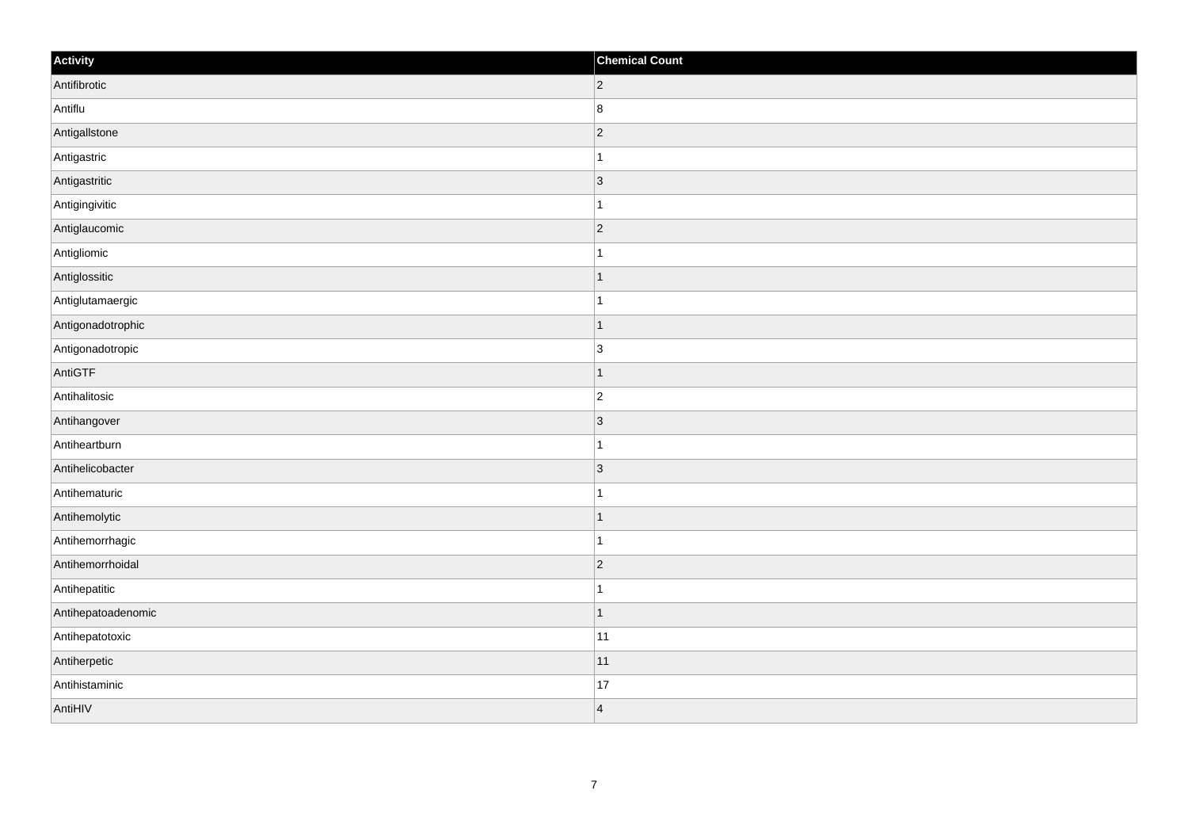| Activity | Chemical Count |
| --- | --- |
| Antifibrotic | 2 |
| Antiflu | 8 |
| Antigallstone | 2 |
| Antigastric | 1 |
| Antigastritic | 3 |
| Antigingivitic | 1 |
| Antiglaucomic | 2 |
| Antigliomic | 1 |
| Antiglossitic | 1 |
| Antiglutamaergic | 1 |
| Antigonadotrophic | 1 |
| Antigonadotropic | 3 |
| AntiGTF | 1 |
| Antihalitosic | 2 |
| Antihangover | 3 |
| Antiheartburn | 1 |
| Antihelicobacter | 3 |
| Antihematuric | 1 |
| Antihemolytic | 1 |
| Antihemorrhagic | 1 |
| Antihemorrhoidal | 2 |
| Antihepatitic | 1 |
| Antihepatoadenomic | 1 |
| Antihepatotoxic | 11 |
| Antiherpetic | 11 |
| Antihistaminic | 17 |
| AntiHIV | 4 |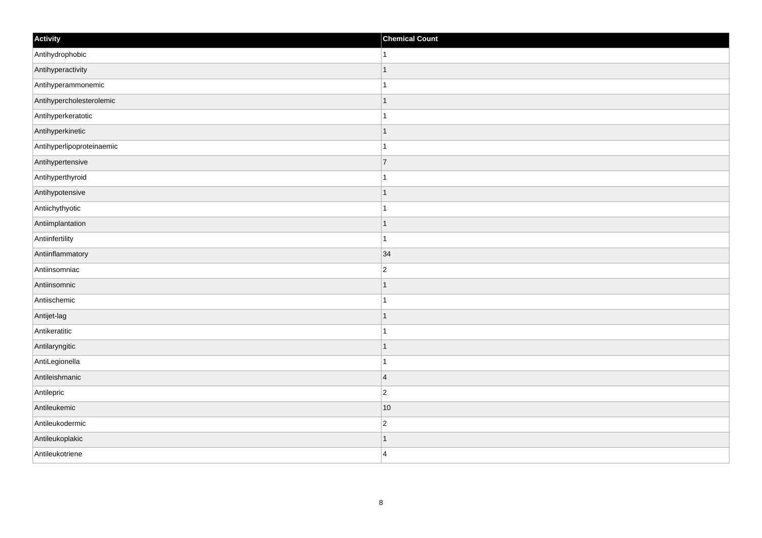| Activity | Chemical Count |
| --- | --- |
| Antihydrophobic | 1 |
| Antihyperactivity | 1 |
| Antihyperammonemic | 1 |
| Antihypercholesterolemic | 1 |
| Antihyperkeratotic | 1 |
| Antihyperkinetic | 1 |
| Antihyperlipoproteinaemic | 1 |
| Antihypertensive | 7 |
| Antihyperthyroid | 1 |
| Antihypotensive | 1 |
| Antiichythyotic | 1 |
| Antiimplantation | 1 |
| Antiinfertility | 1 |
| Antiinflammatory | 34 |
| Antiinsomniac | 2 |
| Antiinsomnic | 1 |
| Antiischemic | 1 |
| Antijet-lag | 1 |
| Antikeratitic | 1 |
| Antilaryngitic | 1 |
| AntiLegionella | 1 |
| Antileishmanic | 4 |
| Antilepric | 2 |
| Antileukemic | 10 |
| Antileukodermic | 2 |
| Antileukoplakic | 1 |
| Antileukotriene | 4 |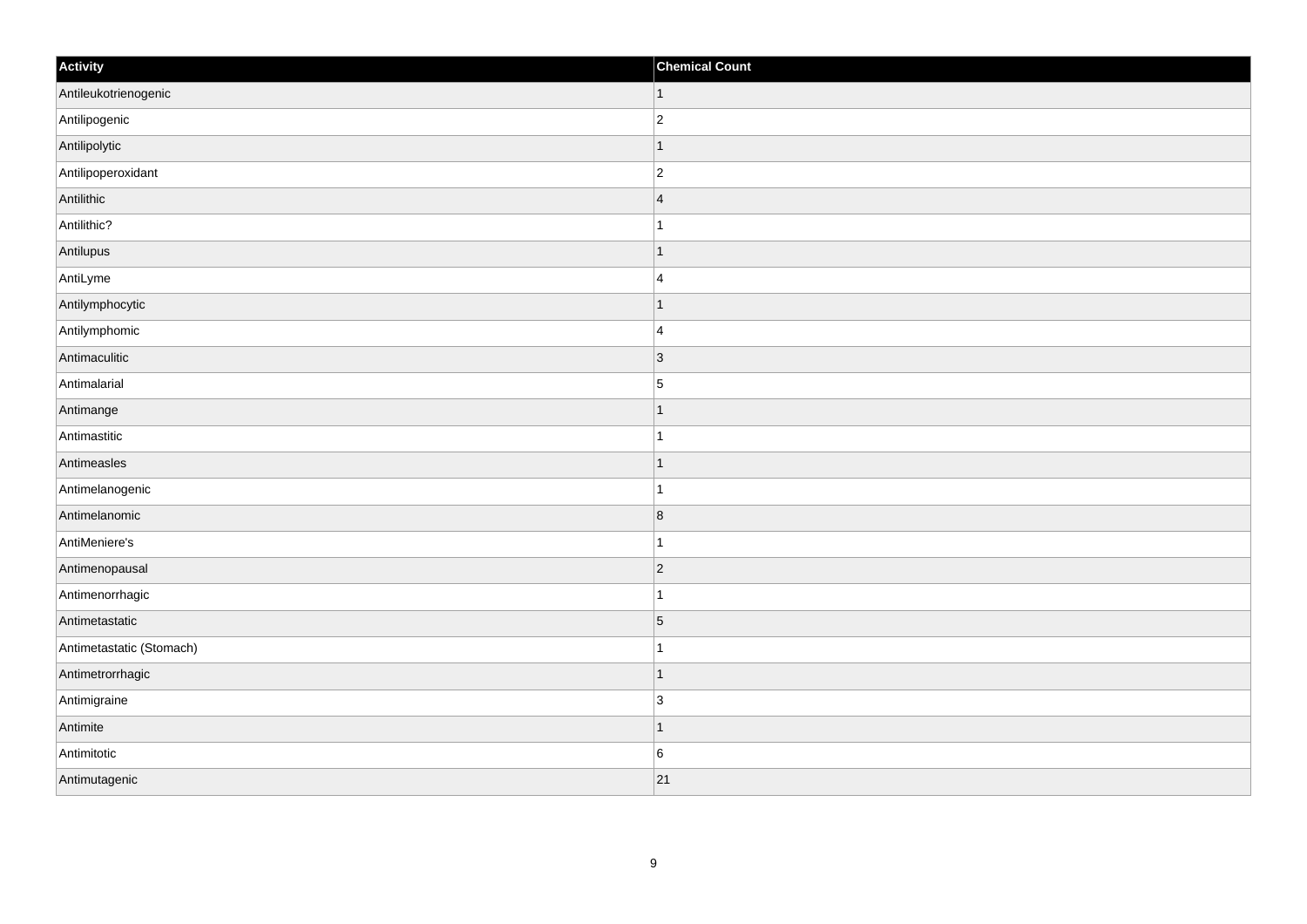| Activity | Chemical Count |
| --- | --- |
| Antileukotrienogenic | 1 |
| Antilipogenic | 2 |
| Antilipolytic | 1 |
| Antilipoperoxidant | 2 |
| Antilithic | 4 |
| Antilithic? | 1 |
| Antilupus | 1 |
| AntiLyme | 4 |
| Antilymphocytic | 1 |
| Antilymphomic | 4 |
| Antimaculitic | 3 |
| Antimalarial | 5 |
| Antimange | 1 |
| Antimastitic | 1 |
| Antimeasles | 1 |
| Antimelanogenic | 1 |
| Antimelanomic | 8 |
| AntiMeniere's | 1 |
| Antimenopausal | 2 |
| Antimenorrhagic | 1 |
| Antimetastatic | 5 |
| Antimetastatic (Stomach) | 1 |
| Antimetrorrhagic | 1 |
| Antimigraine | 3 |
| Antimite | 1 |
| Antimitotic | 6 |
| Antimutagenic | 21 |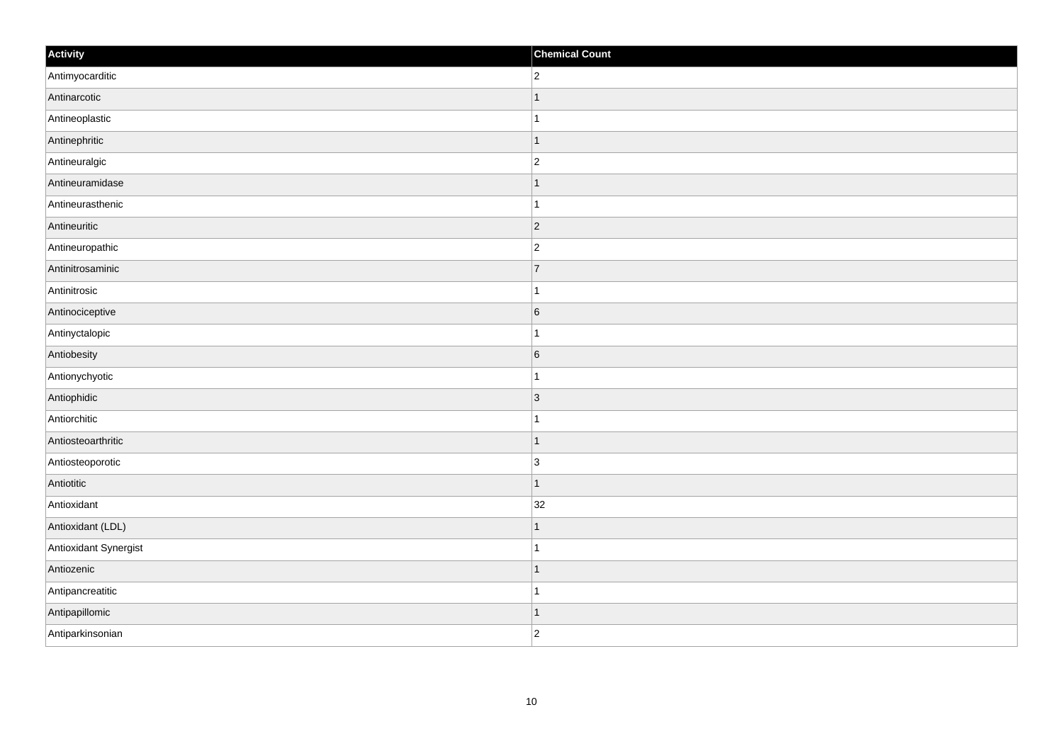| Activity | Chemical Count |
| --- | --- |
| Antimyocarditic | 2 |
| Antinarcotic | 1 |
| Antineoplastic | 1 |
| Antinephritic | 1 |
| Antineuralgic | 2 |
| Antineuramidase | 1 |
| Antineurasthenic | 1 |
| Antineuritic | 2 |
| Antineuropathic | 2 |
| Antinitrosaminic | 7 |
| Antinitrosic | 1 |
| Antinociceptive | 6 |
| Antinyctalopic | 1 |
| Antiobesity | 6 |
| Antionychyotic | 1 |
| Antiophidic | 3 |
| Antiorchitic | 1 |
| Antiosteoarthritic | 1 |
| Antiosteoporotic | 3 |
| Antiotitic | 1 |
| Antioxidant | 32 |
| Antioxidant (LDL) | 1 |
| Antioxidant Synergist | 1 |
| Antiozenic | 1 |
| Antipancreatitic | 1 |
| Antipapillomic | 1 |
| Antiparkinsonian | 2 |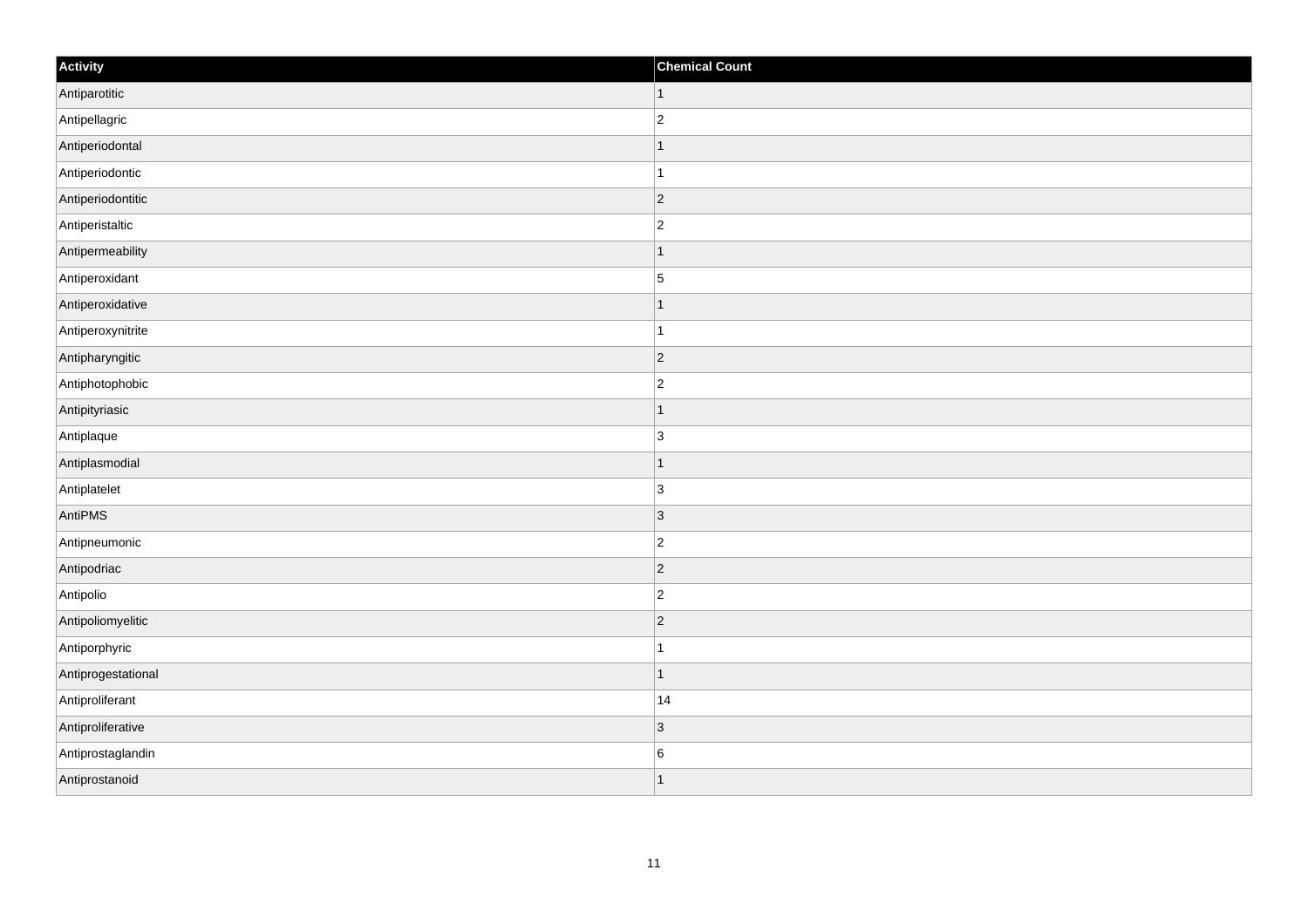| Activity | Chemical Count |
| --- | --- |
| Antiparotitic | 1 |
| Antipellagric | 2 |
| Antiperiodontal | 1 |
| Antiperiodontic | 1 |
| Antiperiodontitic | 2 |
| Antiperistaltic | 2 |
| Antipermeability | 1 |
| Antiperoxidant | 5 |
| Antiperoxidative | 1 |
| Antiperoxynitrite | 1 |
| Antipharyngitic | 2 |
| Antiphotophobic | 2 |
| Antipityriasic | 1 |
| Antiplaque | 3 |
| Antiplasmodial | 1 |
| Antiplatelet | 3 |
| AntiPMS | 3 |
| Antipneumonic | 2 |
| Antipodriac | 2 |
| Antipolio | 2 |
| Antipoliomyelitic | 2 |
| Antiporphyric | 1 |
| Antiprogestational | 1 |
| Antiproliferant | 14 |
| Antiproliferative | 3 |
| Antiprostaglandin | 6 |
| Antiprostanoid | 1 |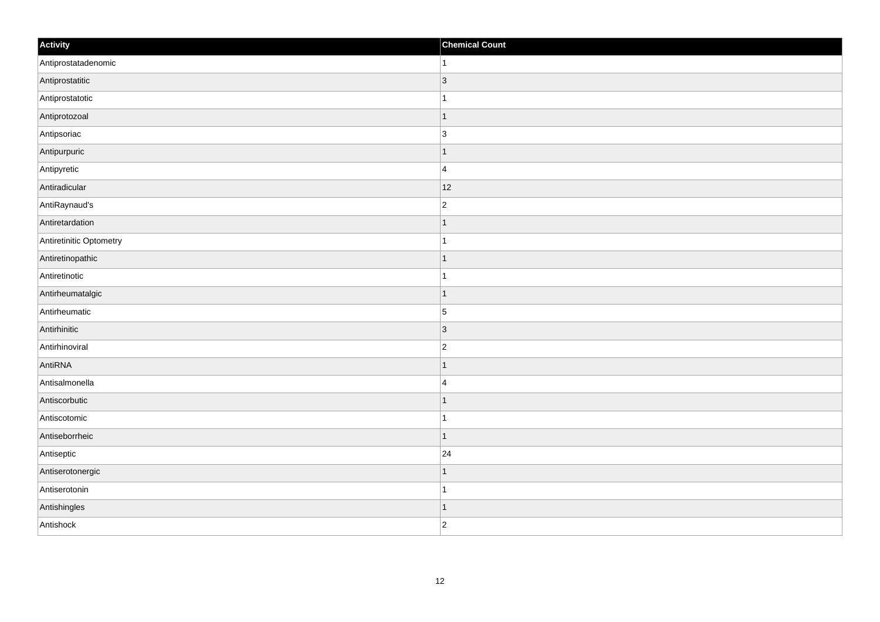| Activity | Chemical Count |
| --- | --- |
| Antiprostatadenomic | 1 |
| Antiprostatitic | 3 |
| Antiprostatotic | 1 |
| Antiprotozoal | 1 |
| Antipsoriac | 3 |
| Antipurpuric | 1 |
| Antipyretic | 4 |
| Antiradicular | 12 |
| AntiRaynaud's | 2 |
| Antiretardation | 1 |
| Antiretinitic Optometry | 1 |
| Antiretinopathic | 1 |
| Antiretinotic | 1 |
| Antirheumatalgic | 1 |
| Antirheumatic | 5 |
| Antirhinitic | 3 |
| Antirhinoviral | 2 |
| AntiRNA | 1 |
| Antisalmonella | 4 |
| Antiscorbutic | 1 |
| Antiscotomic | 1 |
| Antiseborrheic | 1 |
| Antiseptic | 24 |
| Antiserotonergic | 1 |
| Antiserotonin | 1 |
| Antishingles | 1 |
| Antishock | 2 |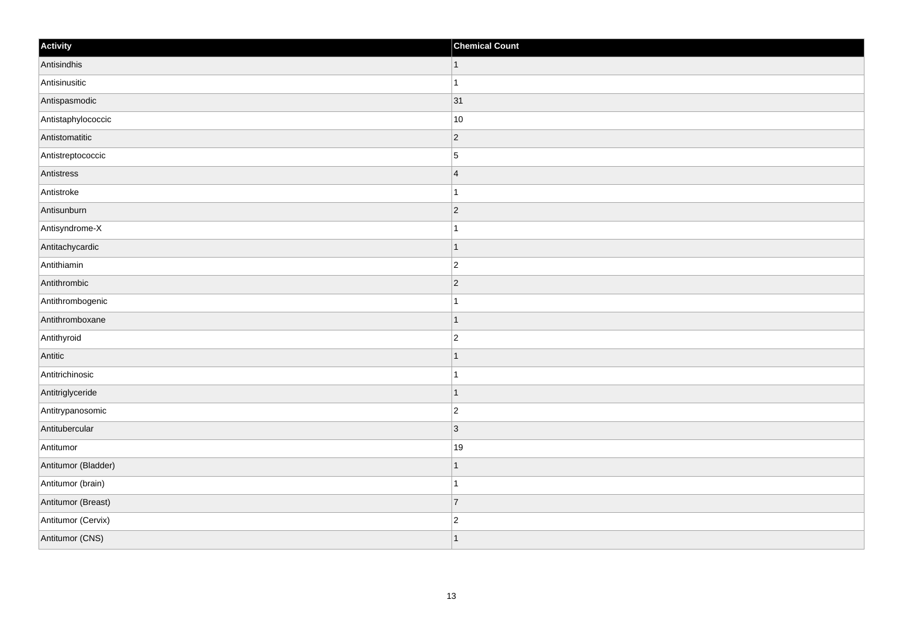| Activity | Chemical Count |
| --- | --- |
| Antisindhis | 1 |
| Antisinusitic | 1 |
| Antispasmodic | 31 |
| Antistaphylococcic | 10 |
| Antistomatitic | 2 |
| Antistreptococcic | 5 |
| Antistress | 4 |
| Antistroke | 1 |
| Antisunburn | 2 |
| Antisyndrome-X | 1 |
| Antitachycardic | 1 |
| Antithiamin | 2 |
| Antithrombic | 2 |
| Antithrombogenic | 1 |
| Antithromboxane | 1 |
| Antithyroid | 2 |
| Antitic | 1 |
| Antitrichinosic | 1 |
| Antitriglyceride | 1 |
| Antitrypanosomic | 2 |
| Antitubercular | 3 |
| Antitumor | 19 |
| Antitumor (Bladder) | 1 |
| Antitumor (brain) | 1 |
| Antitumor (Breast) | 7 |
| Antitumor (Cervix) | 2 |
| Antitumor (CNS) | 1 |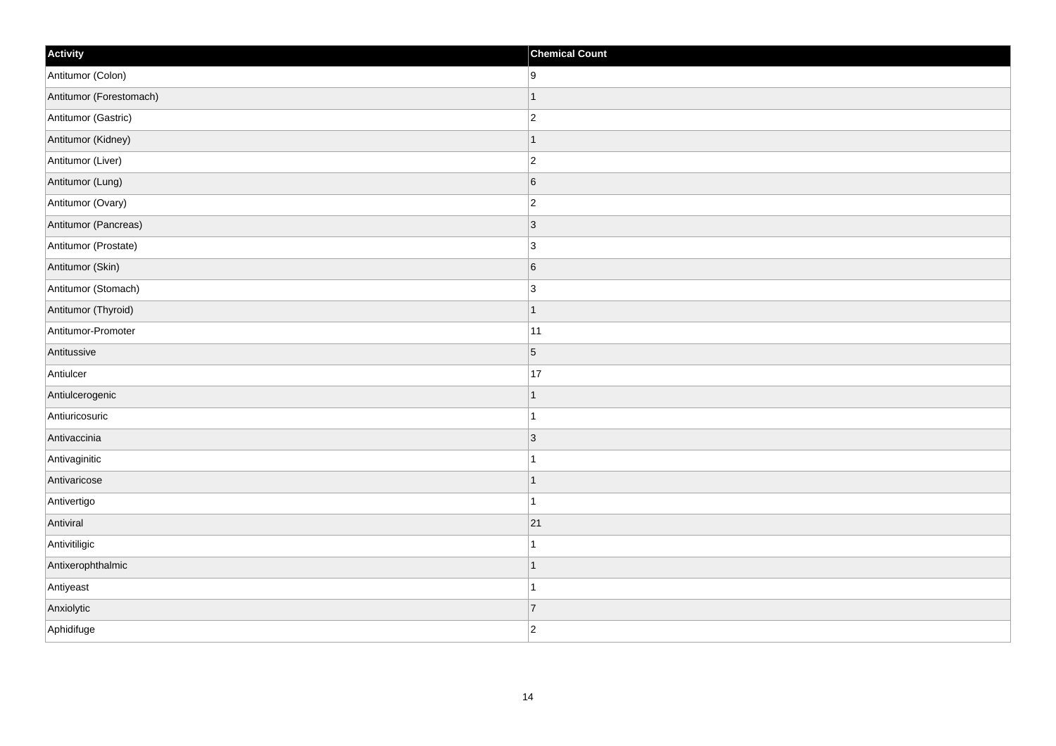| Activity | Chemical Count |
| --- | --- |
| Antitumor (Colon) | 9 |
| Antitumor (Forestomach) | 1 |
| Antitumor (Gastric) | 2 |
| Antitumor (Kidney) | 1 |
| Antitumor (Liver) | 2 |
| Antitumor (Lung) | 6 |
| Antitumor (Ovary) | 2 |
| Antitumor (Pancreas) | 3 |
| Antitumor (Prostate) | 3 |
| Antitumor (Skin) | 6 |
| Antitumor (Stomach) | 3 |
| Antitumor (Thyroid) | 1 |
| Antitumor-Promoter | 11 |
| Antitussive | 5 |
| Antiulcer | 17 |
| Antiulcerogenic | 1 |
| Antiuricosuric | 1 |
| Antivaccinia | 3 |
| Antivaginitic | 1 |
| Antivaricose | 1 |
| Antivertigo | 1 |
| Antiviral | 21 |
| Antivitiligic | 1 |
| Antixerophthalmic | 1 |
| Antiyeast | 1 |
| Anxiolytic | 7 |
| Aphidifuge | 2 |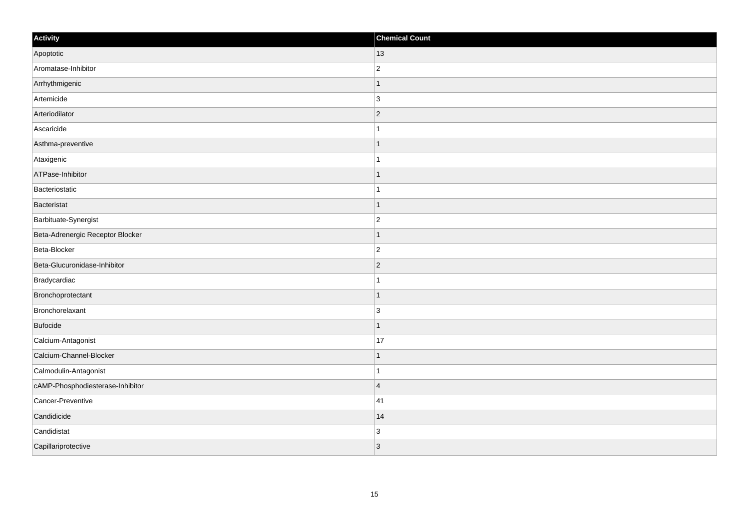| Activity | Chemical Count |
| --- | --- |
| Apoptotic | 13 |
| Aromatase-Inhibitor | 2 |
| Arrhythmigenic | 1 |
| Artemicide | 3 |
| Arteriodilator | 2 |
| Ascaricide | 1 |
| Asthma-preventive | 1 |
| Ataxigenic | 1 |
| ATPase-Inhibitor | 1 |
| Bacteriostatic | 1 |
| Bacteristat | 1 |
| Barbituate-Synergist | 2 |
| Beta-Adrenergic Receptor Blocker | 1 |
| Beta-Blocker | 2 |
| Beta-Glucuronidase-Inhibitor | 2 |
| Bradycardiac | 1 |
| Bronchoprotectant | 1 |
| Bronchorelaxant | 3 |
| Bufocide | 1 |
| Calcium-Antagonist | 17 |
| Calcium-Channel-Blocker | 1 |
| Calmodulin-Antagonist | 1 |
| cAMP-Phosphodiesterase-Inhibitor | 4 |
| Cancer-Preventive | 41 |
| Candidicide | 14 |
| Candidistat | 3 |
| Capillariprotective | 3 |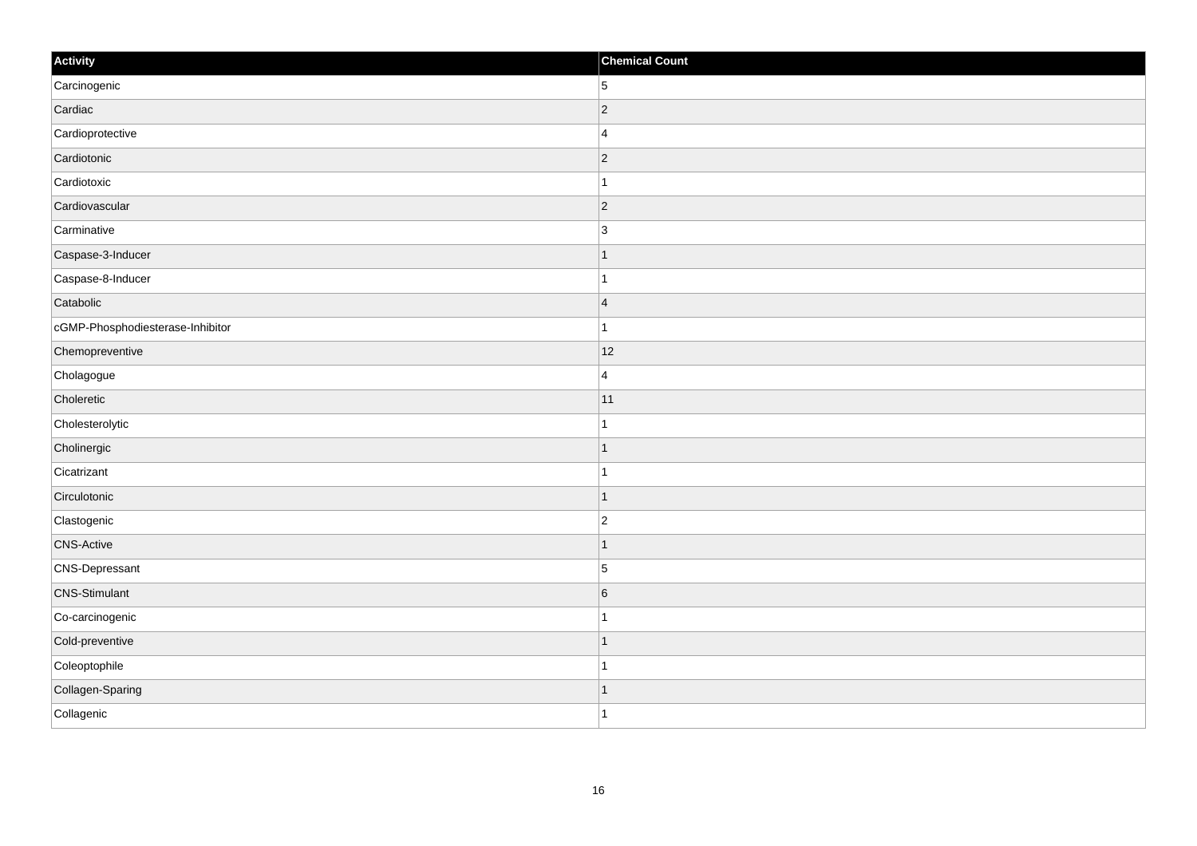| Activity | Chemical Count |
| --- | --- |
| Carcinogenic | 5 |
| Cardiac | 2 |
| Cardioprotective | 4 |
| Cardiotonic | 2 |
| Cardiotoxic | 1 |
| Cardiovascular | 2 |
| Carminative | 3 |
| Caspase-3-Inducer | 1 |
| Caspase-8-Inducer | 1 |
| Catabolic | 4 |
| cGMP-Phosphodiesterase-Inhibitor | 1 |
| Chemopreventive | 12 |
| Cholagogue | 4 |
| Choleretic | 11 |
| Cholesterolytic | 1 |
| Cholinergic | 1 |
| Cicatrizant | 1 |
| Circulotonic | 1 |
| Clastogenic | 2 |
| CNS-Active | 1 |
| CNS-Depressant | 5 |
| CNS-Stimulant | 6 |
| Co-carcinogenic | 1 |
| Cold-preventive | 1 |
| Coleoptophile | 1 |
| Collagen-Sparing | 1 |
| Collagenic | 1 |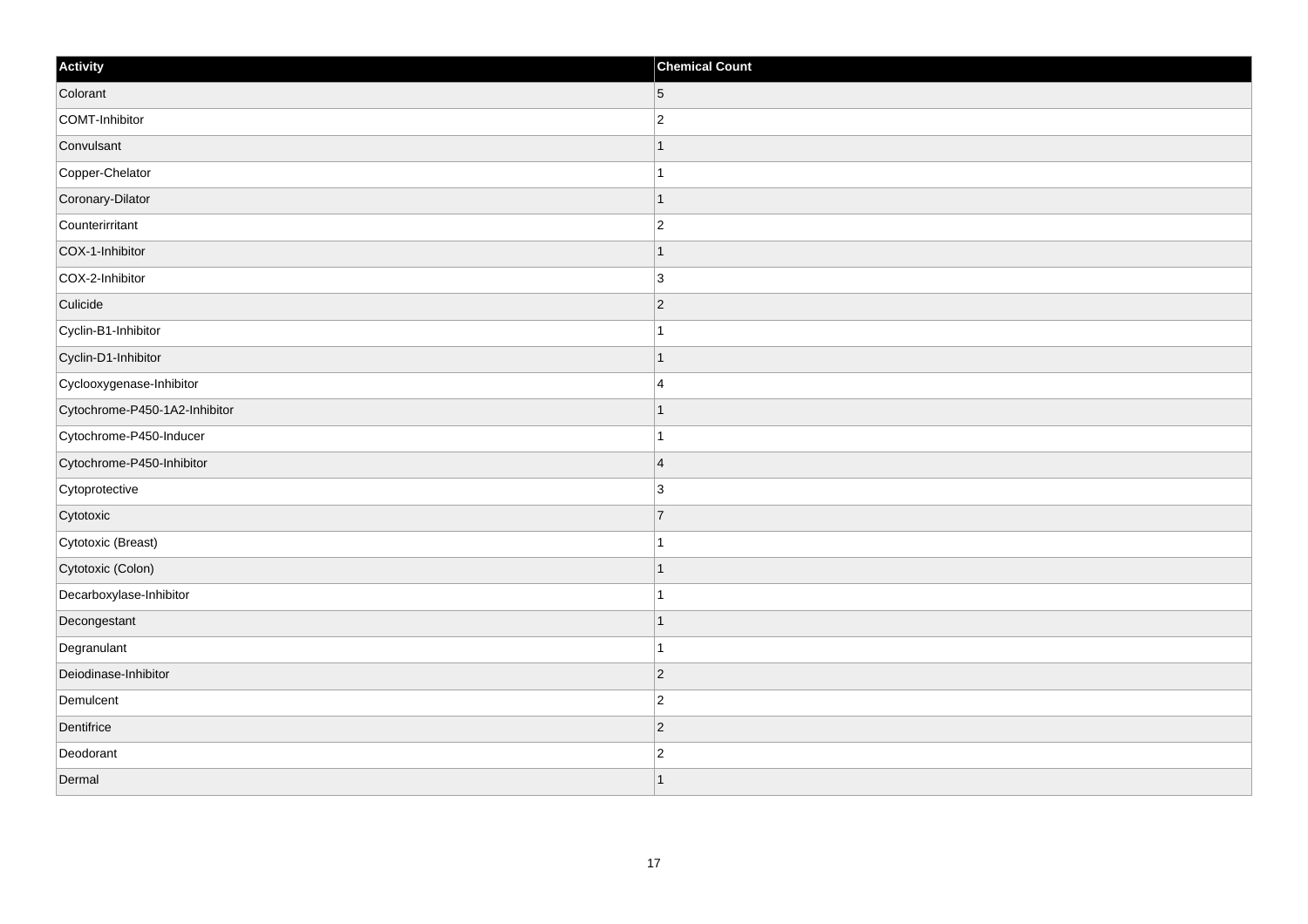| Activity | Chemical Count |
| --- | --- |
| Colorant | 5 |
| COMT-Inhibitor | 2 |
| Convulsant | 1 |
| Copper-Chelator | 1 |
| Coronary-Dilator | 1 |
| Counterirritant | 2 |
| COX-1-Inhibitor | 1 |
| COX-2-Inhibitor | 3 |
| Culicide | 2 |
| Cyclin-B1-Inhibitor | 1 |
| Cyclin-D1-Inhibitor | 1 |
| Cyclooxygenase-Inhibitor | 4 |
| Cytochrome-P450-1A2-Inhibitor | 1 |
| Cytochrome-P450-Inducer | 1 |
| Cytochrome-P450-Inhibitor | 4 |
| Cytoprotective | 3 |
| Cytotoxic | 7 |
| Cytotoxic (Breast) | 1 |
| Cytotoxic (Colon) | 1 |
| Decarboxylase-Inhibitor | 1 |
| Decongestant | 1 |
| Degranulant | 1 |
| Deiodinase-Inhibitor | 2 |
| Demulcent | 2 |
| Dentifrice | 2 |
| Deodorant | 2 |
| Dermal | 1 |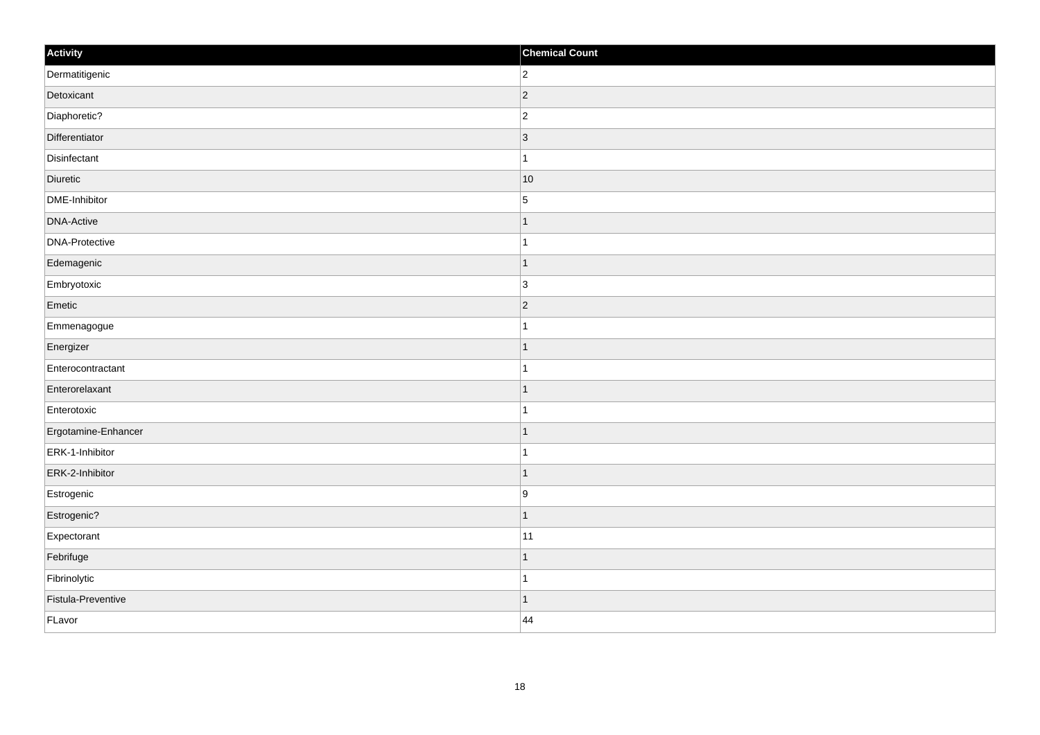| Activity | Chemical Count |
|---|---|
| Dermatitigenic | 2 |
| Detoxicant | 2 |
| Diaphoretic? | 2 |
| Differentiator | 3 |
| Disinfectant | 1 |
| Diuretic | 10 |
| DME-Inhibitor | 5 |
| DNA-Active | 1 |
| DNA-Protective | 1 |
| Edemagenic | 1 |
| Embryotoxic | 3 |
| Emetic | 2 |
| Emmenagogue | 1 |
| Energizer | 1 |
| Enterocontractant | 1 |
| Enterorelaxant | 1 |
| Enterotoxic | 1 |
| Ergotamine-Enhancer | 1 |
| ERK-1-Inhibitor | 1 |
| ERK-2-Inhibitor | 1 |
| Estrogenic | 9 |
| Estrogenic? | 1 |
| Expectorant | 11 |
| Febrifuge | 1 |
| Fibrinolytic | 1 |
| Fistula-Preventive | 1 |
| FLavor | 44 |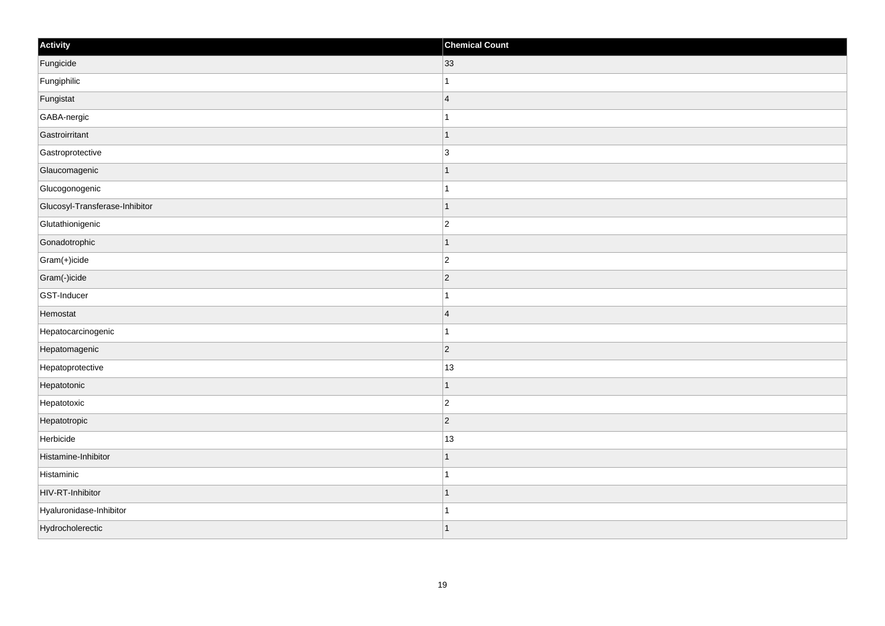| Activity | Chemical Count |
| --- | --- |
| Fungicide | 33 |
| Fungiphilic | 1 |
| Fungistat | 4 |
| GABA-nergic | 1 |
| Gastroirritant | 1 |
| Gastroprotective | 3 |
| Glaucomagenic | 1 |
| Glucogonogenic | 1 |
| Glucosyl-Transferase-Inhibitor | 1 |
| Glutathionigenic | 2 |
| Gonadotrophic | 1 |
| Gram(+)icide | 2 |
| Gram(-)icide | 2 |
| GST-Inducer | 1 |
| Hemostat | 4 |
| Hepatocarcinogenic | 1 |
| Hepatomagenic | 2 |
| Hepatoprotective | 13 |
| Hepatotonic | 1 |
| Hepatotoxic | 2 |
| Hepatotropic | 2 |
| Herbicide | 13 |
| Histamine-Inhibitor | 1 |
| Histaminic | 1 |
| HIV-RT-Inhibitor | 1 |
| Hyaluronidase-Inhibitor | 1 |
| Hydrocholerectic | 1 |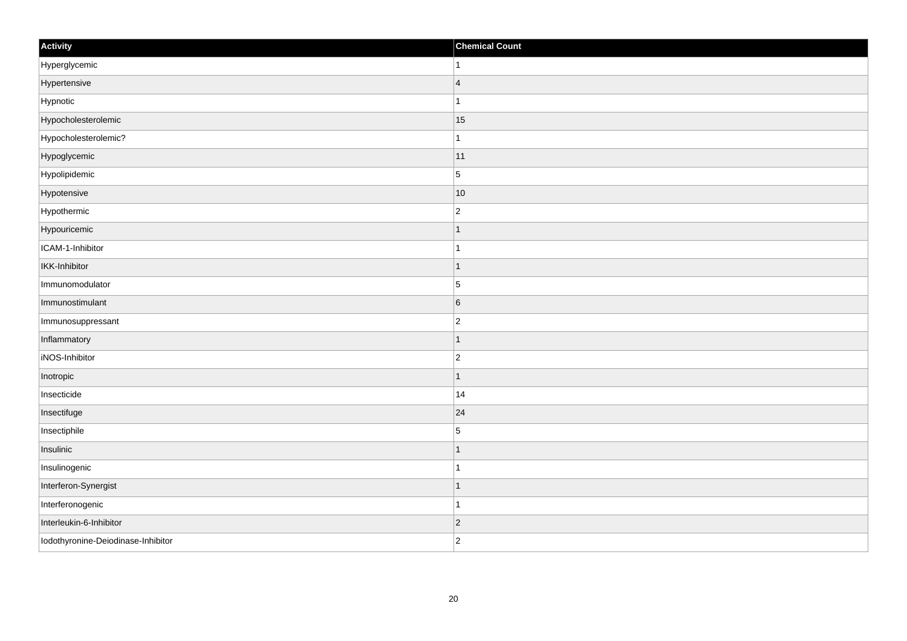| Activity | Chemical Count |
| --- | --- |
| Hyperglycemic | 1 |
| Hypertensive | 4 |
| Hypnotic | 1 |
| Hypocholesterolemic | 15 |
| Hypocholesterolemic? | 1 |
| Hypoglycemic | 11 |
| Hypolipidemic | 5 |
| Hypotensive | 10 |
| Hypothermic | 2 |
| Hypouricemic | 1 |
| ICAM-1-Inhibitor | 1 |
| IKK-Inhibitor | 1 |
| Immunomodulator | 5 |
| Immunostimulant | 6 |
| Immunosuppressant | 2 |
| Inflammatory | 1 |
| iNOS-Inhibitor | 2 |
| Inotropic | 1 |
| Insecticide | 14 |
| Insectifuge | 24 |
| Insectiphile | 5 |
| Insulinic | 1 |
| Insulinogenic | 1 |
| Interferon-Synergist | 1 |
| Interferonogenic | 1 |
| Interleukin-6-Inhibitor | 2 |
| Iodothyronine-Deiodinase-Inhibitor | 2 |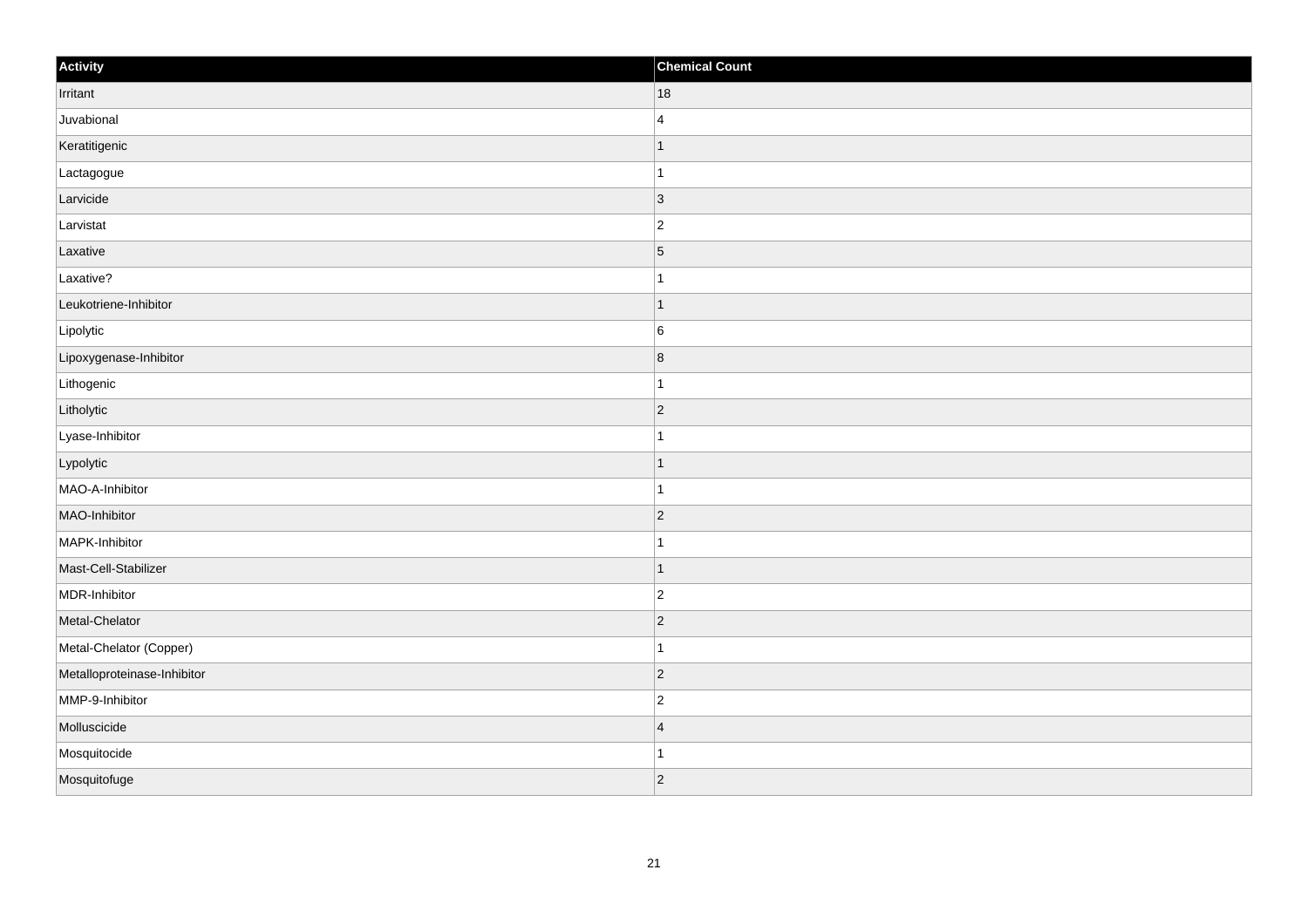| Activity | Chemical Count |
| --- | --- |
| Irritant | 18 |
| Juvabional | 4 |
| Keratitigenic | 1 |
| Lactagogue | 1 |
| Larvicide | 3 |
| Larvistat | 2 |
| Laxative | 5 |
| Laxative? | 1 |
| Leukotriene-Inhibitor | 1 |
| Lipolytic | 6 |
| Lipoxygenase-Inhibitor | 8 |
| Lithogenic | 1 |
| Litholytic | 2 |
| Lyase-Inhibitor | 1 |
| Lypolytic | 1 |
| MAO-A-Inhibitor | 1 |
| MAO-Inhibitor | 2 |
| MAPK-Inhibitor | 1 |
| Mast-Cell-Stabilizer | 1 |
| MDR-Inhibitor | 2 |
| Metal-Chelator | 2 |
| Metal-Chelator (Copper) | 1 |
| Metalloproteinase-Inhibitor | 2 |
| MMP-9-Inhibitor | 2 |
| Molluscicide | 4 |
| Mosquitocide | 1 |
| Mosquitofuge | 2 |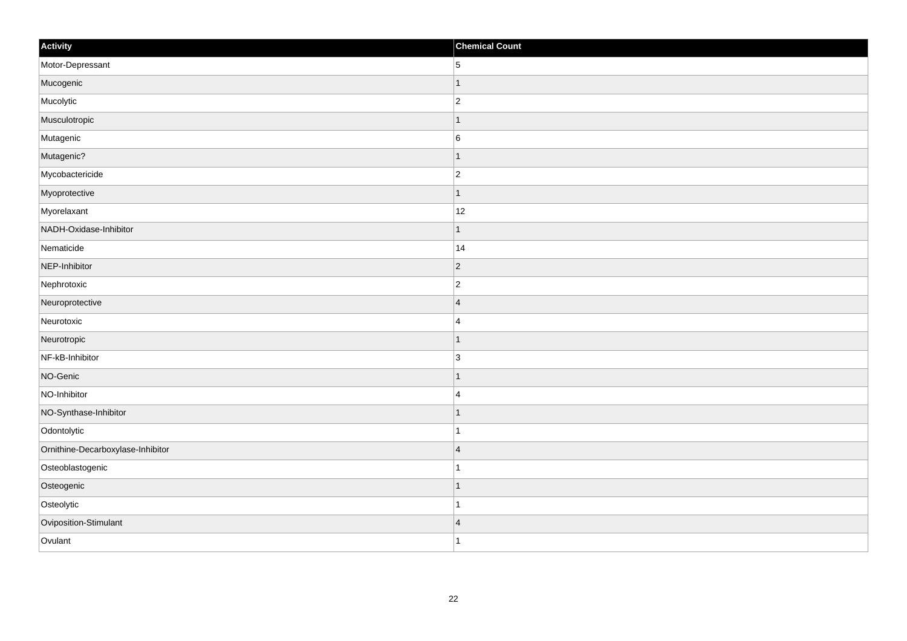| Activity | Chemical Count |
| --- | --- |
| Motor-Depressant | 5 |
| Mucogenic | 1 |
| Mucolytic | 2 |
| Musculotropic | 1 |
| Mutagenic | 6 |
| Mutagenic? | 1 |
| Mycobactericide | 2 |
| Myoprotective | 1 |
| Myorelaxant | 12 |
| NADH-Oxidase-Inhibitor | 1 |
| Nematicide | 14 |
| NEP-Inhibitor | 2 |
| Nephrotoxic | 2 |
| Neuroprotective | 4 |
| Neurotoxic | 4 |
| Neurotropic | 1 |
| NF-kB-Inhibitor | 3 |
| NO-Genic | 1 |
| NO-Inhibitor | 4 |
| NO-Synthase-Inhibitor | 1 |
| Odontolytic | 1 |
| Ornithine-Decarboxylase-Inhibitor | 4 |
| Osteoblastogenic | 1 |
| Osteogenic | 1 |
| Osteolytic | 1 |
| Oviposition-Stimulant | 4 |
| Ovulant | 1 |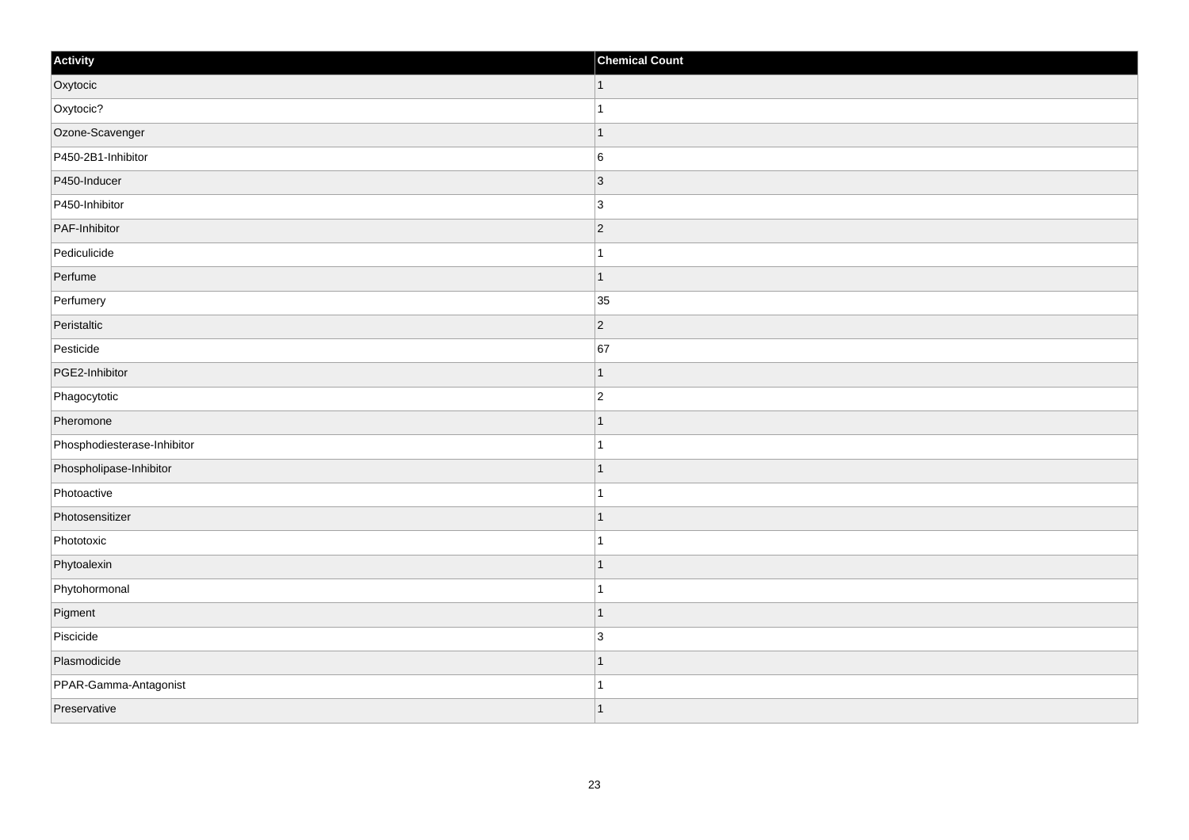| Activity | Chemical Count |
| --- | --- |
| Oxytocic | 1 |
| Oxytocic? | 1 |
| Ozone-Scavenger | 1 |
| P450-2B1-Inhibitor | 6 |
| P450-Inducer | 3 |
| P450-Inhibitor | 3 |
| PAF-Inhibitor | 2 |
| Pediculicide | 1 |
| Perfume | 1 |
| Perfumery | 35 |
| Peristaltic | 2 |
| Pesticide | 67 |
| PGE2-Inhibitor | 1 |
| Phagocytotic | 2 |
| Pheromone | 1 |
| Phosphodiesterase-Inhibitor | 1 |
| Phospholipase-Inhibitor | 1 |
| Photoactive | 1 |
| Photosensitizer | 1 |
| Phototoxic | 1 |
| Phytoalexin | 1 |
| Phytohormonal | 1 |
| Pigment | 1 |
| Piscicide | 3 |
| Plasmodicide | 1 |
| PPAR-Gamma-Antagonist | 1 |
| Preservative | 1 |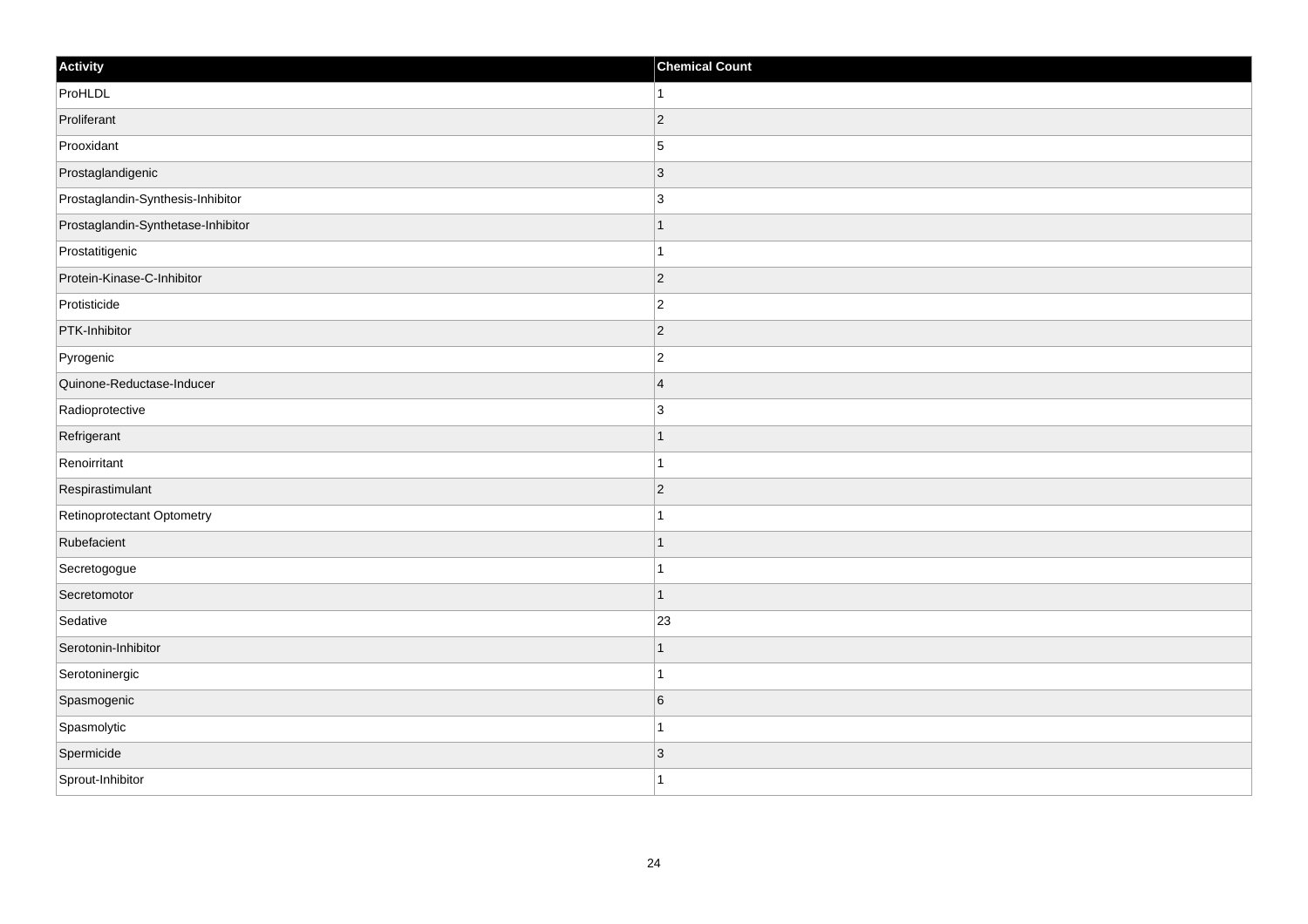| Activity | Chemical Count |
| --- | --- |
| ProHLDL | 1 |
| Proliferant | 2 |
| Prooxidant | 5 |
| Prostaglandigenic | 3 |
| Prostaglandin-Synthesis-Inhibitor | 3 |
| Prostaglandin-Synthetase-Inhibitor | 1 |
| Prostatitigenic | 1 |
| Protein-Kinase-C-Inhibitor | 2 |
| Protisticide | 2 |
| PTK-Inhibitor | 2 |
| Pyrogenic | 2 |
| Quinone-Reductase-Inducer | 4 |
| Radioprotective | 3 |
| Refrigerant | 1 |
| Renoirritant | 1 |
| Respirastimulant | 2 |
| Retinoprotectant Optometry | 1 |
| Rubefacient | 1 |
| Secretogogue | 1 |
| Secretomotor | 1 |
| Sedative | 23 |
| Serotonin-Inhibitor | 1 |
| Serotoninergic | 1 |
| Spasmogenic | 6 |
| Spasmolytic | 1 |
| Spermicide | 3 |
| Sprout-Inhibitor | 1 |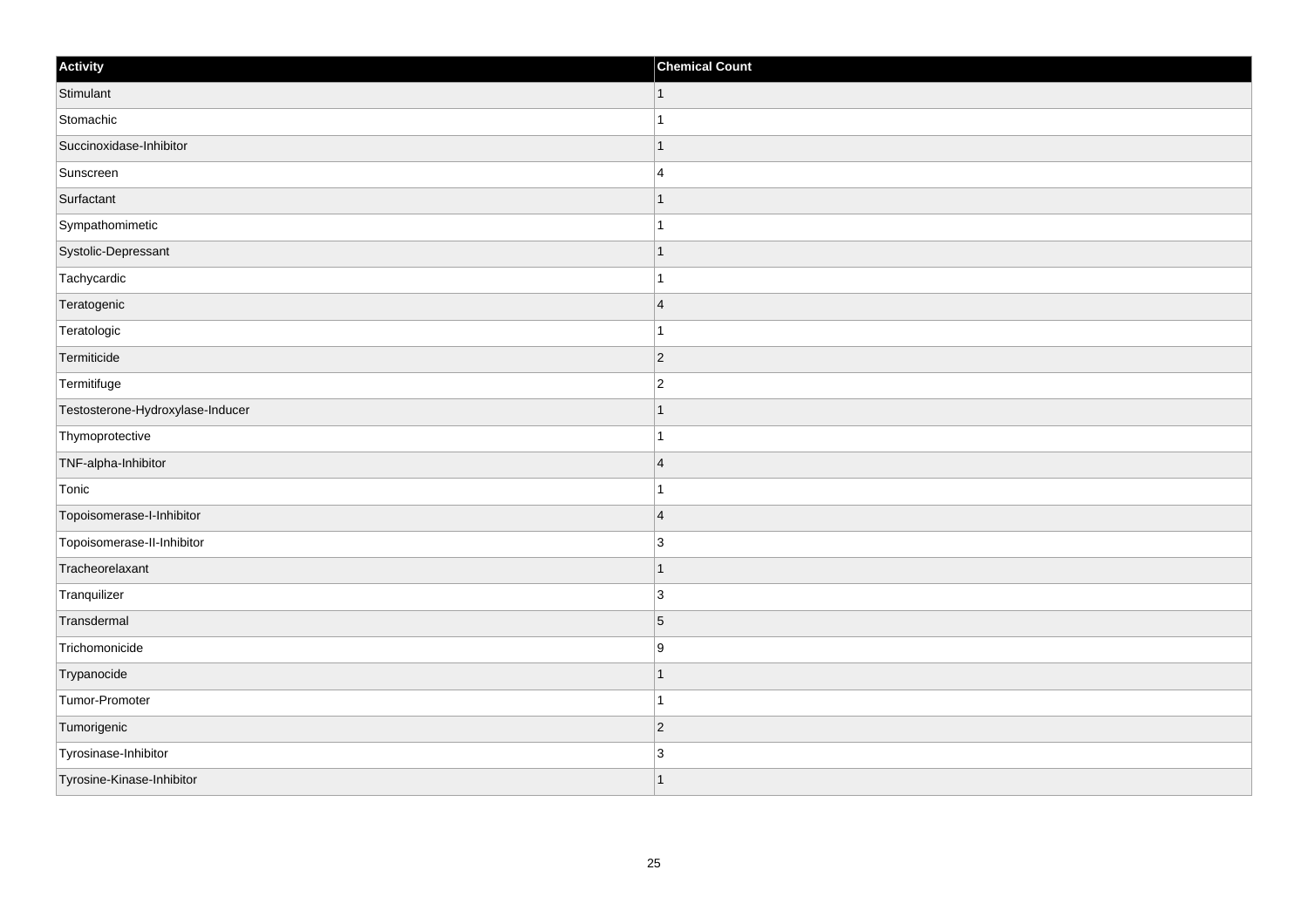| Activity | Chemical Count |
| --- | --- |
| Stimulant | 1 |
| Stomachic | 1 |
| Succinoxidase-Inhibitor | 1 |
| Sunscreen | 4 |
| Surfactant | 1 |
| Sympathomimetic | 1 |
| Systolic-Depressant | 1 |
| Tachycardic | 1 |
| Teratogenic | 4 |
| Teratologic | 1 |
| Termiticide | 2 |
| Termitifuge | 2 |
| Testosterone-Hydroxylase-Inducer | 1 |
| Thymoprotective | 1 |
| TNF-alpha-Inhibitor | 4 |
| Tonic | 1 |
| Topoisomerase-I-Inhibitor | 4 |
| Topoisomerase-II-Inhibitor | 3 |
| Tracheorelaxant | 1 |
| Tranquilizer | 3 |
| Transdermal | 5 |
| Trichomonicide | 9 |
| Trypanocide | 1 |
| Tumor-Promoter | 1 |
| Tumorigenic | 2 |
| Tyrosinase-Inhibitor | 3 |
| Tyrosine-Kinase-Inhibitor | 1 |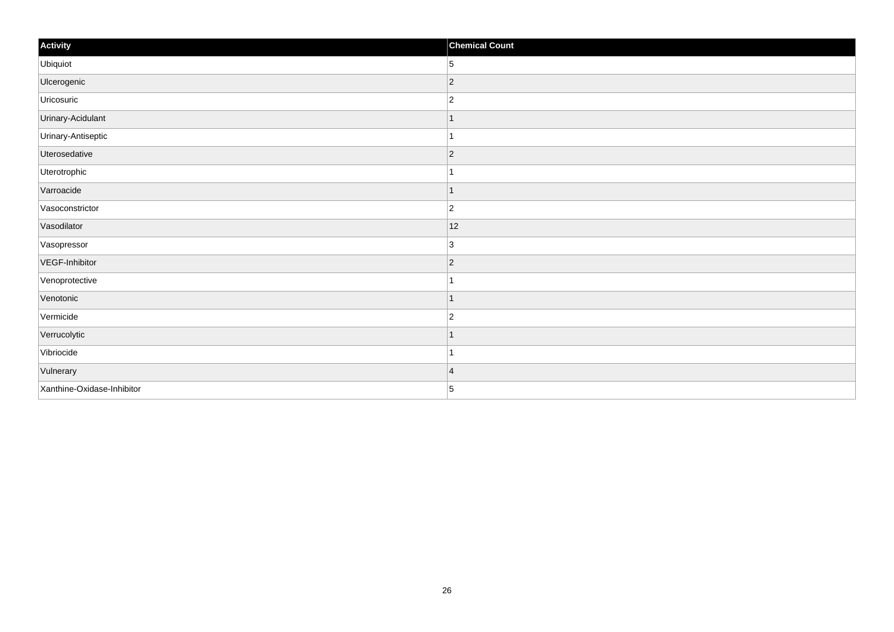| Activity | Chemical Count |
| --- | --- |
| Ubiquiot | 5 |
| Ulcerogenic | 2 |
| Uricosuric | 2 |
| Urinary-Acidulant | 1 |
| Urinary-Antiseptic | 1 |
| Uterosedative | 2 |
| Uterotrophic | 1 |
| Varroacide | 1 |
| Vasoconstrictor | 2 |
| Vasodilator | 12 |
| Vasopressor | 3 |
| VEGF-Inhibitor | 2 |
| Venoprotective | 1 |
| Venotonic | 1 |
| Vermicide | 2 |
| Verrucolytic | 1 |
| Vibriocide | 1 |
| Vulnerary | 4 |
| Xanthine-Oxidase-Inhibitor | 5 |